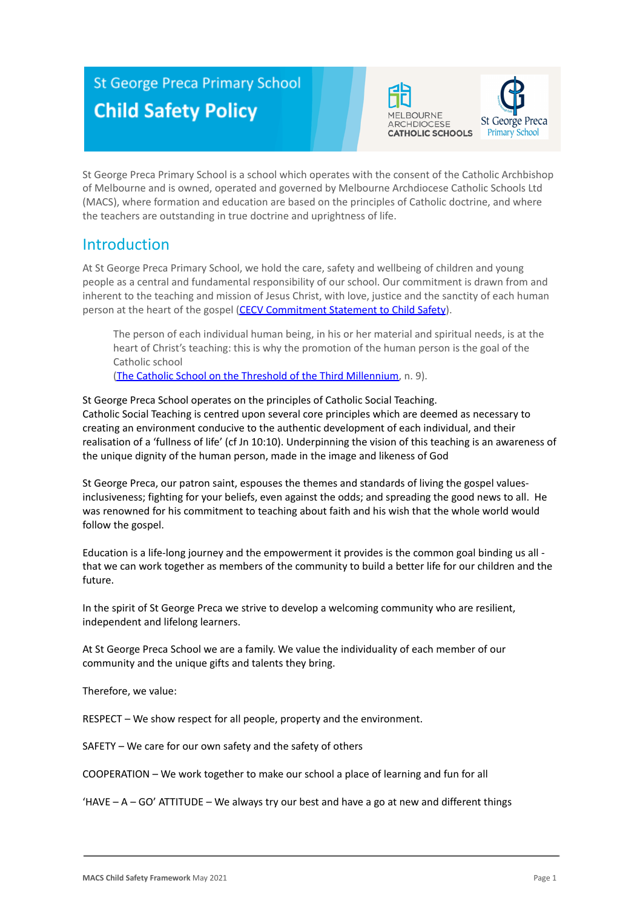St George Preca Primary School

# Child Safety Policy

St George Preca Primary School is a school which operates with the consent of the Catholic Archbishop of Melbourne and is owned, operated and governed by Melbourne Archdiocese Catholic Schools Ltd (MACS), where formation and education are based on the principles of Catholic doctrine, and where the teachers are outstanding in true doctrine and uprightness of life.

## Introduction

At St George Preca Primary School, we hold the care, safety and wellbeing of children and young people as a central and fundamental responsibility of our school. Our commitment is drawn from and inherent to the teaching and mission of Jesus Christ, with love, justice and the sanctity of each human person at the heart of the gospel ([CECV Commitment Statement to Child Safety](CECV Commitment Statement to Child Safety)).

> The person of each individual human being, in his or her material and spiritual needs, is at the heart of Christ's teaching: this is why the promotion of the human person is the goal of the Catholic school
> ([The Catholic School on the Threshold of the Third Millennium](The Catholic School on the Threshold of the Third Millennium), n. 9).

St George Preca School operates on the principles of Catholic Social Teaching. Catholic Social Teaching is centred upon several core principles which are deemed as necessary to creating an environment conducive to the authentic development of each individual, and their realisation of a 'fullness of life' (cf Jn 10:10). Underpinning the vision of this teaching is an awareness of the unique dignity of the human person, made in the image and likeness of God

St George Preca, our patron saint, espouses the themes and standards of living the gospel values- inclusiveness; fighting for your beliefs, even against the odds; and spreading the good news to all. He was renowned for his commitment to teaching about faith and his wish that the whole world would follow the gospel.

Education is a life-long journey and the empowerment it provides is the common goal binding us all - that we can work together as members of the community to build a better life for our children and the future.

In the spirit of St George Preca we strive to develop a welcoming community who are resilient, independent and lifelong learners.

At St George Preca School we are a family. We value the individuality of each member of our community and the unique gifts and talents they bring.

Therefore, we value:

RESPECT – We show respect for all people, property and the environment.

SAFETY – We care for our own safety and the safety of others

COOPERATION – We work together to make our school a place of learning and fun for all

'HAVE – A – GO' ATTITUDE – We always try our best and have a go at new and different things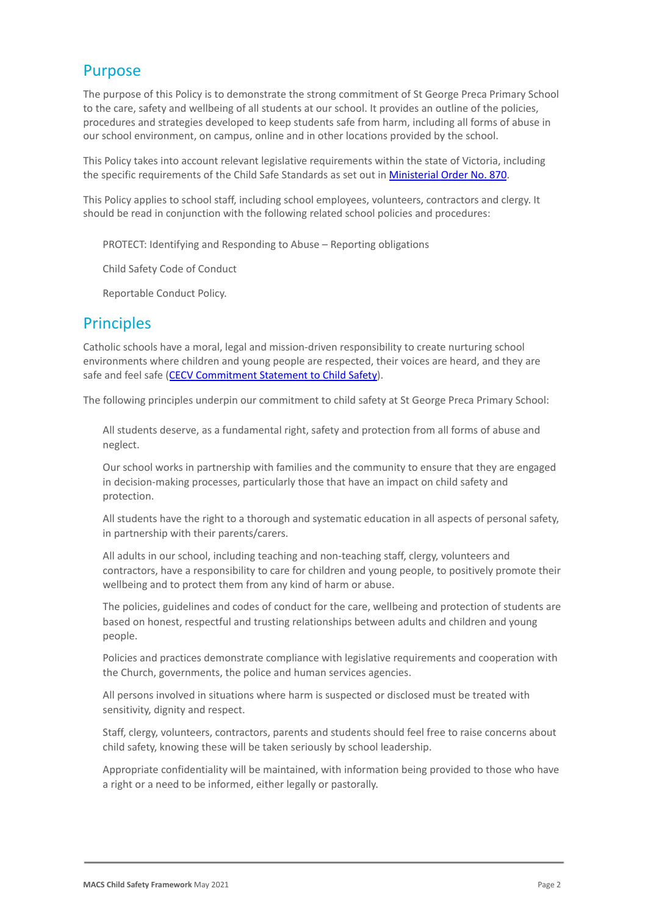## Purpose

The purpose of this Policy is to demonstrate the strong commitment of St George Preca Primary School to the care, safety and wellbeing of all students at our school. It provides an outline of the policies, procedures and strategies developed to keep students safe from harm, including all forms of abuse in our school environment, on campus, online and in other locations provided by the school.

This Policy takes into account relevant legislative requirements within the state of Victoria, including the specific requirements of the Child Safe Standards as set out in [Ministerial Order No. 870](#).

This Policy applies to school staff, including school employees, volunteers, contractors and clergy. It should be read in conjunction with the following related school policies and procedures:

- PROTECT: Identifying and Responding to Abuse – Reporting obligations
- Child Safety Code of Conduct
- Reportable Conduct Policy.

## Principles

Catholic schools have a moral, legal and mission-driven responsibility to create nurturing school environments where children and young people are respected, their voices are heard, and they are safe and feel safe ([CECV Commitment Statement to Child Safety](#)).

The following principles underpin our commitment to child safety at St George Preca Primary School:

- All students deserve, as a fundamental right, safety and protection from all forms of abuse and neglect.
- Our school works in partnership with families and the community to ensure that they are engaged in decision-making processes, particularly those that have an impact on child safety and protection.
- All students have the right to a thorough and systematic education in all aspects of personal safety, in partnership with their parents/carers.
- All adults in our school, including teaching and non-teaching staff, clergy, volunteers and contractors, have a responsibility to care for children and young people, to positively promote their wellbeing and to protect them from any kind of harm or abuse.
- The policies, guidelines and codes of conduct for the care, wellbeing and protection of students are based on honest, respectful and trusting relationships between adults and children and young people.
- Policies and practices demonstrate compliance with legislative requirements and cooperation with the Church, governments, the police and human services agencies.
- All persons involved in situations where harm is suspected or disclosed must be treated with sensitivity, dignity and respect.
- Staff, clergy, volunteers, contractors, parents and students should feel free to raise concerns about child safety, knowing these will be taken seriously by school leadership.
- Appropriate confidentiality will be maintained, with information being provided to those who have a right or a need to be informed, either legally or pastorally.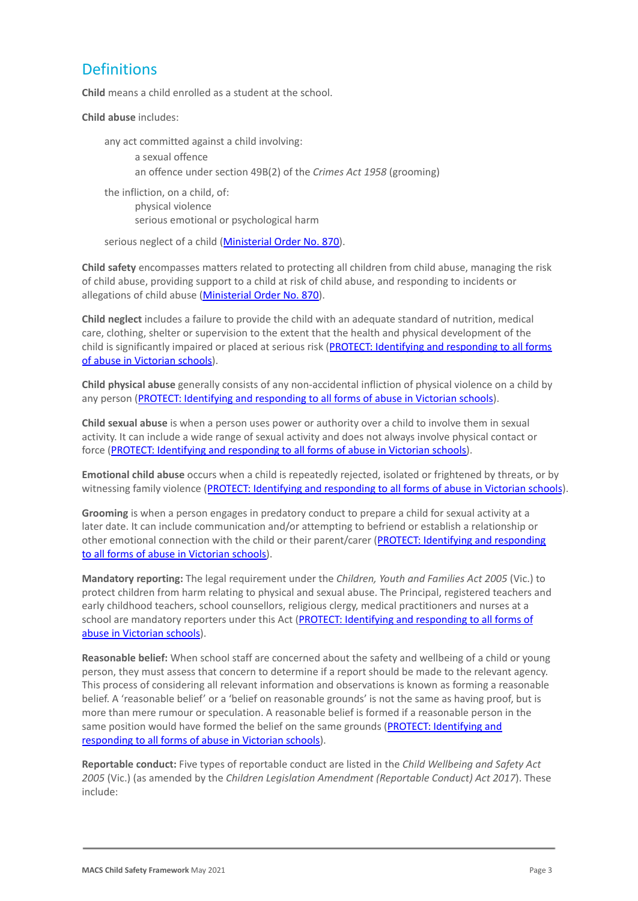## Definitions

**Child** means a child enrolled as a student at the school.

**Child abuse** includes:

- any act committed against a child involving:
  - a sexual offence
  - an offence under section 49B(2) of the *Crimes Act 1958* (grooming)
- the infliction, on a child, of:
  - physical violence
  - serious emotional or psychological harm
- serious neglect of a child (Ministerial Order No. 870).

**Child safety** encompasses matters related to protecting all children from child abuse, managing the risk of child abuse, providing support to a child at risk of child abuse, and responding to incidents or allegations of child abuse (Ministerial Order No. 870).

**Child neglect** includes a failure to provide the child with an adequate standard of nutrition, medical care, clothing, shelter or supervision to the extent that the health and physical development of the child is significantly impaired or placed at serious risk (PROTECT: Identifying and responding to all forms of abuse in Victorian schools).

**Child physical abuse** generally consists of any non-accidental infliction of physical violence on a child by any person (PROTECT: Identifying and responding to all forms of abuse in Victorian schools).

**Child sexual abuse** is when a person uses power or authority over a child to involve them in sexual activity. It can include a wide range of sexual activity and does not always involve physical contact or force (PROTECT: Identifying and responding to all forms of abuse in Victorian schools).

**Emotional child abuse** occurs when a child is repeatedly rejected, isolated or frightened by threats, or by witnessing family violence (PROTECT: Identifying and responding to all forms of abuse in Victorian schools).

**Grooming** is when a person engages in predatory conduct to prepare a child for sexual activity at a later date. It can include communication and/or attempting to befriend or establish a relationship or other emotional connection with the child or their parent/carer (PROTECT: Identifying and responding to all forms of abuse in Victorian schools).

**Mandatory reporting:** The legal requirement under the *Children, Youth and Families Act 2005* (Vic.) to protect children from harm relating to physical and sexual abuse. The Principal, registered teachers and early childhood teachers, school counsellors, religious clergy, medical practitioners and nurses at a school are mandatory reporters under this Act (PROTECT: Identifying and responding to all forms of abuse in Victorian schools).

**Reasonable belief:** When school staff are concerned about the safety and wellbeing of a child or young person, they must assess that concern to determine if a report should be made to the relevant agency. This process of considering all relevant information and observations is known as forming a reasonable belief. A 'reasonable belief' or a 'belief on reasonable grounds' is not the same as having proof, but is more than mere rumour or speculation. A reasonable belief is formed if a reasonable person in the same position would have formed the belief on the same grounds (PROTECT: Identifying and responding to all forms of abuse in Victorian schools).

**Reportable conduct:** Five types of reportable conduct are listed in the *Child Wellbeing and Safety Act 2005* (Vic.) (as amended by the *Children Legislation Amendment (Reportable Conduct) Act 2017*). These include: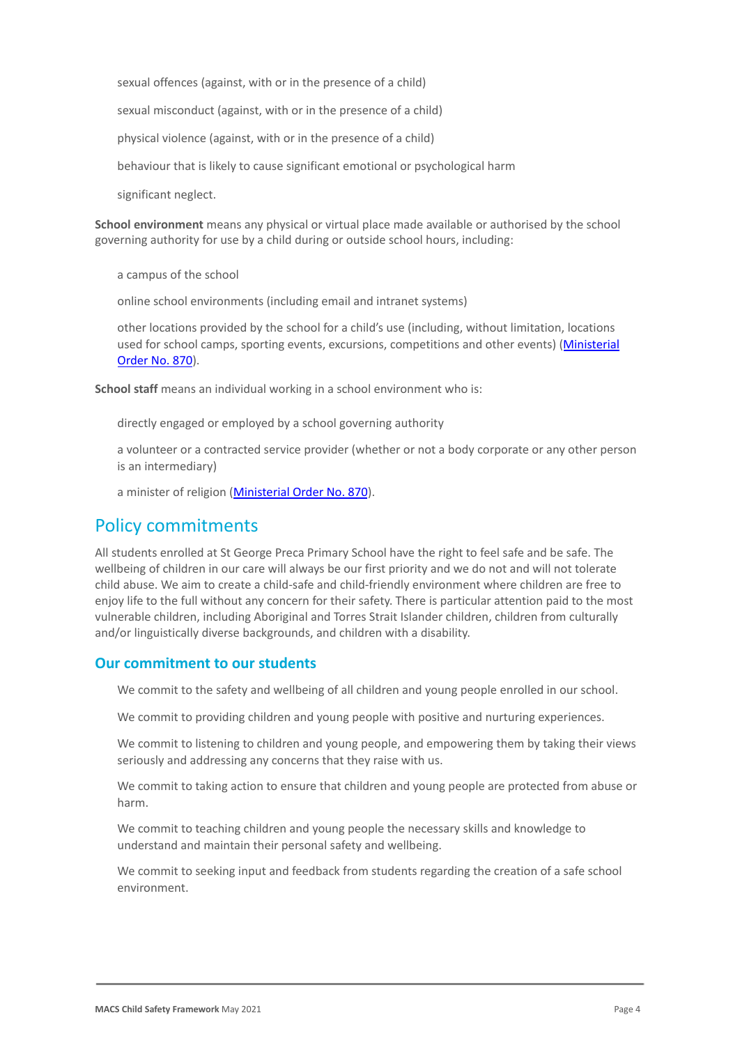- sexual offences (against, with or in the presence of a child)
- sexual misconduct (against, with or in the presence of a child)
- physical violence (against, with or in the presence of a child)
- behaviour that is likely to cause significant emotional or psychological harm
- significant neglect.

**School environment** means any physical or virtual place made available or authorised by the school governing authority for use by a child during or outside school hours, including:

- a campus of the school
- online school environments (including email and intranet systems)
- other locations provided by the school for a child's use (including, without limitation, locations used for school camps, sporting events, excursions, competitions and other events) (Ministerial Order No. 870).

**School staff** means an individual working in a school environment who is:

- directly engaged or employed by a school governing authority
- a volunteer or a contracted service provider (whether or not a body corporate or any other person is an intermediary)
- a minister of religion (Ministerial Order No. 870).

## Policy commitments

All students enrolled at St George Preca Primary School have the right to feel safe and be safe. The wellbeing of children in our care will always be our first priority and we do not and will not tolerate child abuse. We aim to create a child-safe and child-friendly environment where children are free to enjoy life to the full without any concern for their safety. There is particular attention paid to the most vulnerable children, including Aboriginal and Torres Strait Islander children, children from culturally and/or linguistically diverse backgrounds, and children with a disability.

### Our commitment to our students

- We commit to the safety and wellbeing of all children and young people enrolled in our school.
- We commit to providing children and young people with positive and nurturing experiences.
- We commit to listening to children and young people, and empowering them by taking their views seriously and addressing any concerns that they raise with us.
- We commit to taking action to ensure that children and young people are protected from abuse or harm.
- We commit to teaching children and young people the necessary skills and knowledge to understand and maintain their personal safety and wellbeing.
- We commit to seeking input and feedback from students regarding the creation of a safe school environment.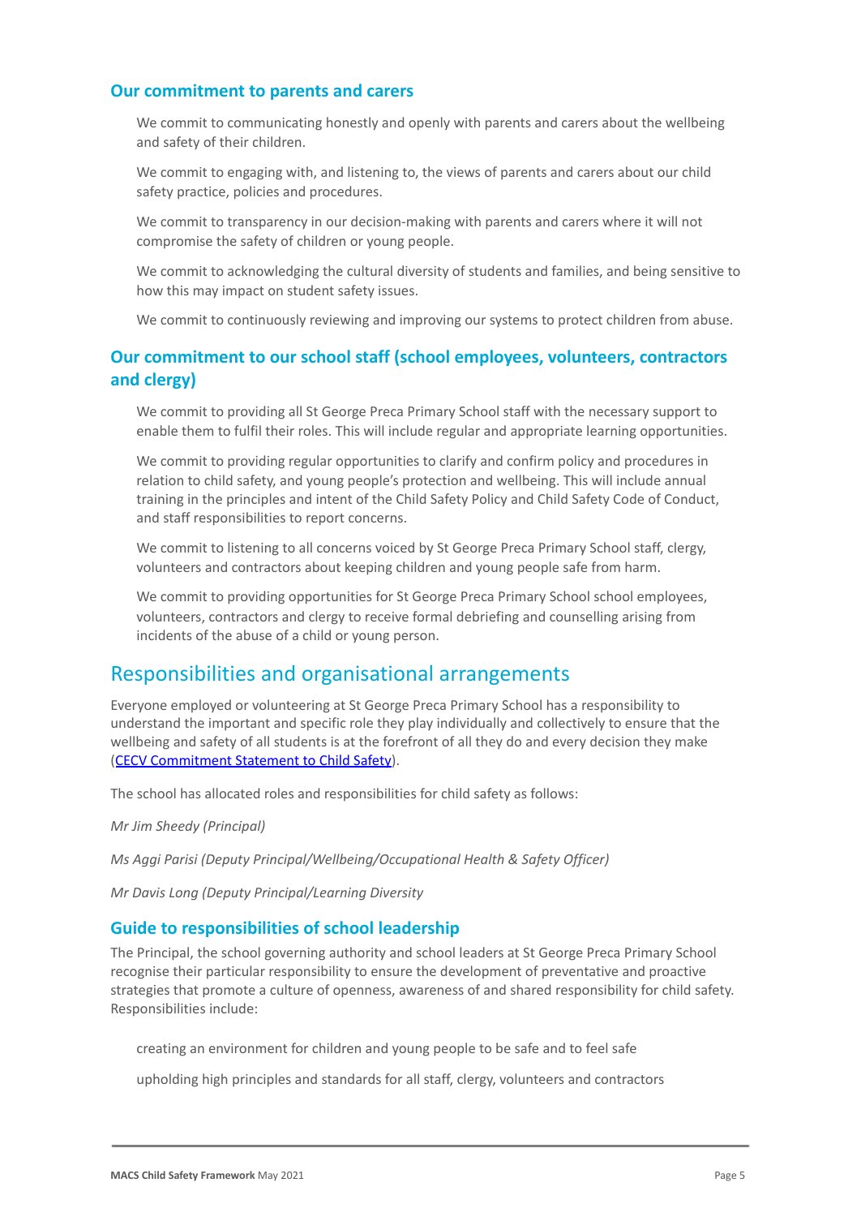### Our commitment to parents and carers

We commit to communicating honestly and openly with parents and carers about the wellbeing and safety of their children.

We commit to engaging with, and listening to, the views of parents and carers about our child safety practice, policies and procedures.

We commit to transparency in our decision-making with parents and carers where it will not compromise the safety of children or young people.

We commit to acknowledging the cultural diversity of students and families, and being sensitive to how this may impact on student safety issues.

We commit to continuously reviewing and improving our systems to protect children from abuse.

### Our commitment to our school staff (school employees, volunteers, contractors and clergy)

We commit to providing all St George Preca Primary School staff with the necessary support to enable them to fulfil their roles. This will include regular and appropriate learning opportunities.

We commit to providing regular opportunities to clarify and confirm policy and procedures in relation to child safety, and young people's protection and wellbeing. This will include annual training in the principles and intent of the Child Safety Policy and Child Safety Code of Conduct, and staff responsibilities to report concerns.

We commit to listening to all concerns voiced by St George Preca Primary School staff, clergy, volunteers and contractors about keeping children and young people safe from harm.

We commit to providing opportunities for St George Preca Primary School school employees, volunteers, contractors and clergy to receive formal debriefing and counselling arising from incidents of the abuse of a child or young person.

## Responsibilities and organisational arrangements

Everyone employed or volunteering at St George Preca Primary School has a responsibility to understand the important and specific role they play individually and collectively to ensure that the wellbeing and safety of all students is at the forefront of all they do and every decision they make (CECV Commitment Statement to Child Safety).

The school has allocated roles and responsibilities for child safety as follows:

*Mr Jim Sheedy (Principal)*

*Ms Aggi Parisi (Deputy Principal/Wellbeing/Occupational Health & Safety Officer)*

*Mr Davis Long (Deputy Principal/Learning Diversity*

### Guide to responsibilities of school leadership

The Principal, the school governing authority and school leaders at St George Preca Primary School recognise their particular responsibility to ensure the development of preventative and proactive strategies that promote a culture of openness, awareness of and shared responsibility for child safety. Responsibilities include:

creating an environment for children and young people to be safe and to feel safe

upholding high principles and standards for all staff, clergy, volunteers and contractors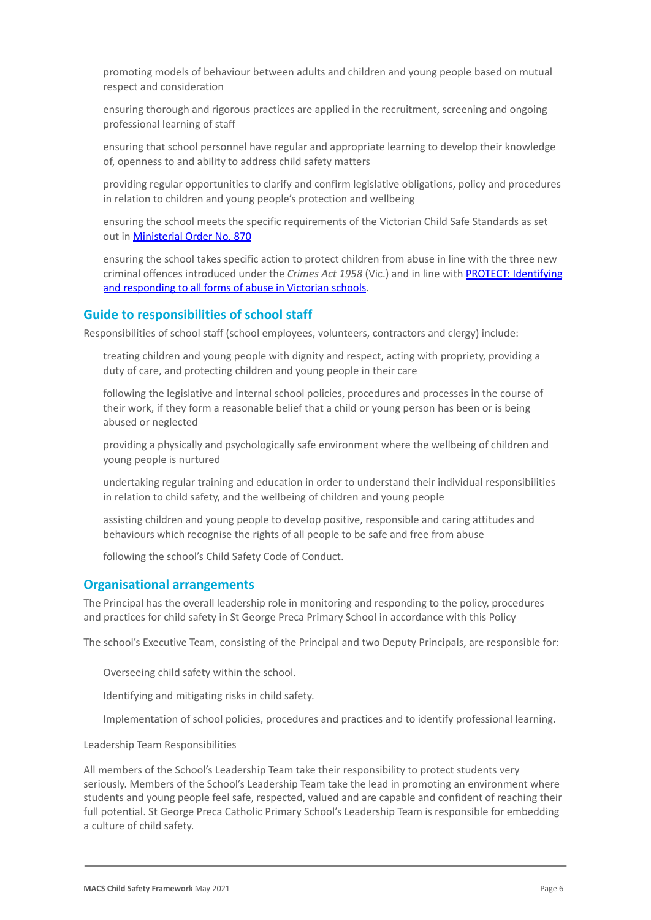- promoting models of behaviour between adults and children and young people based on mutual respect and consideration
- ensuring thorough and rigorous practices are applied in the recruitment, screening and ongoing professional learning of staff
- ensuring that school personnel have regular and appropriate learning to develop their knowledge of, openness to and ability to address child safety matters
- providing regular opportunities to clarify and confirm legislative obligations, policy and procedures in relation to children and young people's protection and wellbeing
- ensuring the school meets the specific requirements of the Victorian Child Safe Standards as set out in [Ministerial Order No. 870]
- ensuring the school takes specific action to protect children from abuse in line with the three new criminal offences introduced under the *Crimes Act 1958* (Vic.) and in line with [PROTECT: Identifying and responding to all forms of abuse in Victorian schools].

## Guide to responsibilities of school staff

Responsibilities of school staff (school employees, volunteers, contractors and clergy) include:

- treating children and young people with dignity and respect, acting with propriety, providing a duty of care, and protecting children and young people in their care
- following the legislative and internal school policies, procedures and processes in the course of their work, if they form a reasonable belief that a child or young person has been or is being abused or neglected
- providing a physically and psychologically safe environment where the wellbeing of children and young people is nurtured
- undertaking regular training and education in order to understand their individual responsibilities in relation to child safety, and the wellbeing of children and young people
- assisting children and young people to develop positive, responsible and caring attitudes and behaviours which recognise the rights of all people to be safe and free from abuse
- following the school's Child Safety Code of Conduct.

## Organisational arrangements

The Principal has the overall leadership role in monitoring and responding to the policy, procedures and practices for child safety in St George Preca Primary School in accordance with this Policy

The school's Executive Team, consisting of the Principal and two Deputy Principals, are responsible for:

- Overseeing child safety within the school.
- Identifying and mitigating risks in child safety.
- Implementation of school policies, procedures and practices and to identify professional learning.

Leadership Team Responsibilities

All members of the School's Leadership Team take their responsibility to protect students very seriously. Members of the School's Leadership Team take the lead in promoting an environment where students and young people feel safe, respected, valued and are capable and confident of reaching their full potential. St George Preca Catholic Primary School's Leadership Team is responsible for embedding a culture of child safety.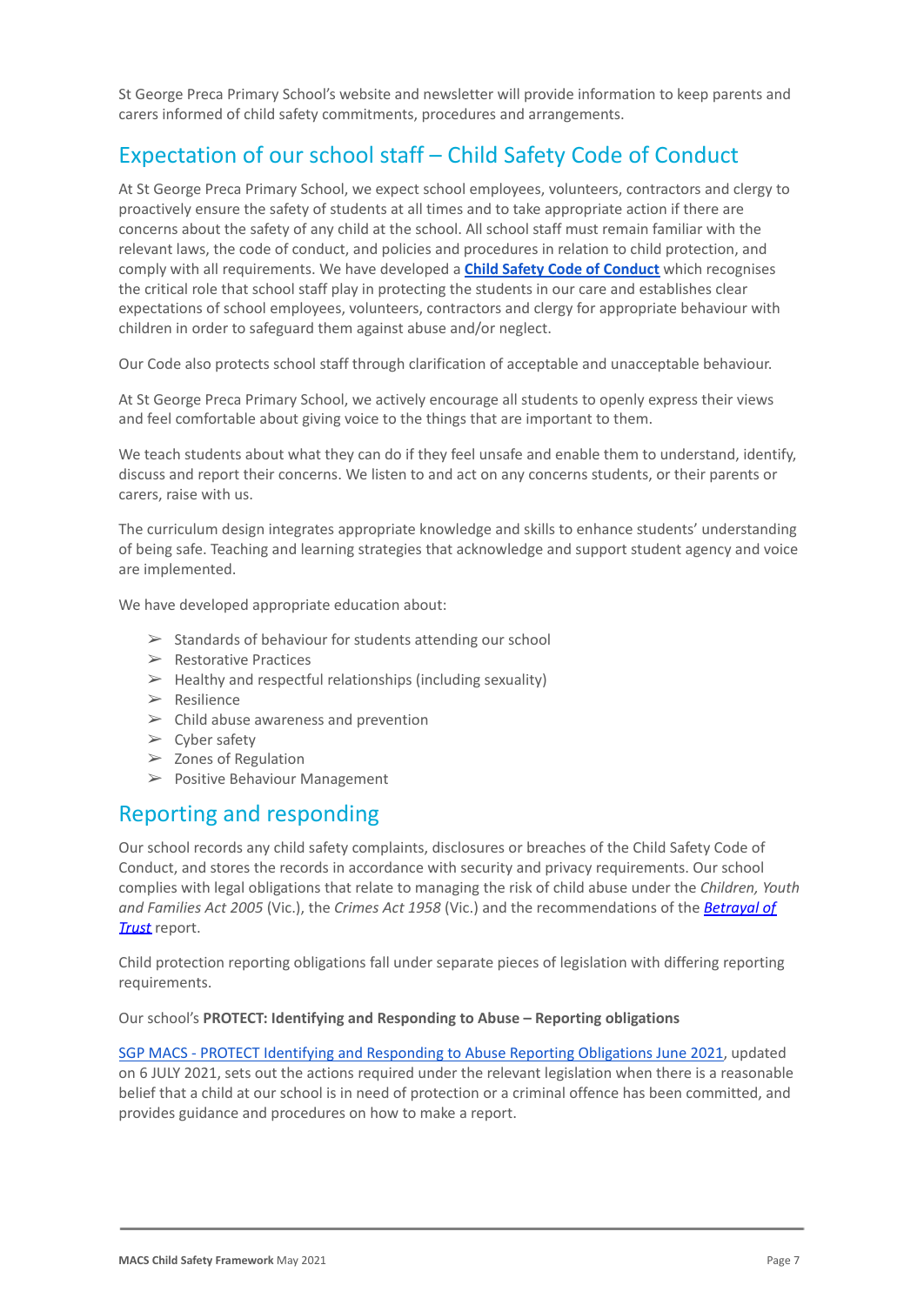St George Preca Primary School's website and newsletter will provide information to keep parents and carers informed of child safety commitments, procedures and arrangements.

## Expectation of our school staff – Child Safety Code of Conduct

At St George Preca Primary School, we expect school employees, volunteers, contractors and clergy to proactively ensure the safety of students at all times and to take appropriate action if there are concerns about the safety of any child at the school. All school staff must remain familiar with the relevant laws, the code of conduct, and policies and procedures in relation to child protection, and comply with all requirements. We have developed a **Child Safety Code of Conduct** which recognises the critical role that school staff play in protecting the students in our care and establishes clear expectations of school employees, volunteers, contractors and clergy for appropriate behaviour with children in order to safeguard them against abuse and/or neglect.

Our Code also protects school staff through clarification of acceptable and unacceptable behaviour.

At St George Preca Primary School, we actively encourage all students to openly express their views and feel comfortable about giving voice to the things that are important to them.

We teach students about what they can do if they feel unsafe and enable them to understand, identify, discuss and report their concerns. We listen to and act on any concerns students, or their parents or carers, raise with us.

The curriculum design integrates appropriate knowledge and skills to enhance students' understanding of being safe. Teaching and learning strategies that acknowledge and support student agency and voice are implemented.

We have developed appropriate education about:

- Standards of behaviour for students attending our school
- Restorative Practices
- Healthy and respectful relationships (including sexuality)
- Resilience
- Child abuse awareness and prevention
- Cyber safety
- Zones of Regulation
- Positive Behaviour Management

## Reporting and responding

Our school records any child safety complaints, disclosures or breaches of the Child Safety Code of Conduct, and stores the records in accordance with security and privacy requirements. Our school complies with legal obligations that relate to managing the risk of child abuse under the *Children, Youth and Families Act 2005* (Vic.), the *Crimes Act 1958* (Vic.) and the recommendations of the ***Betrayal of Trust*** report.

Child protection reporting obligations fall under separate pieces of legislation with differing reporting requirements.

Our school's **PROTECT: Identifying and Responding to Abuse – Reporting obligations**

SGP MACS - PROTECT Identifying and Responding to Abuse Reporting Obligations June 2021, updated on 6 JULY 2021, sets out the actions required under the relevant legislation when there is a reasonable belief that a child at our school is in need of protection or a criminal offence has been committed, and provides guidance and procedures on how to make a report.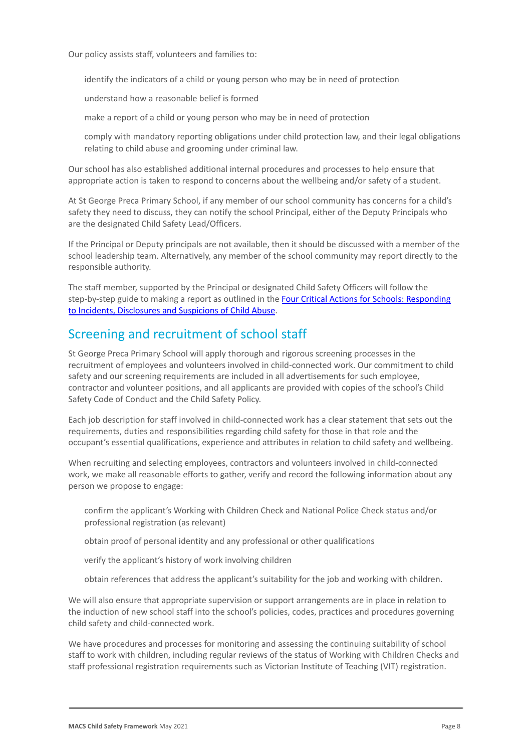Our policy assists staff, volunteers and families to:

- identify the indicators of a child or young person who may be in need of protection
- understand how a reasonable belief is formed
- make a report of a child or young person who may be in need of protection
- comply with mandatory reporting obligations under child protection law, and their legal obligations relating to child abuse and grooming under criminal law.

Our school has also established additional internal procedures and processes to help ensure that appropriate action is taken to respond to concerns about the wellbeing and/or safety of a student.

At St George Preca Primary School, if any member of our school community has concerns for a child's safety they need to discuss, they can notify the school Principal, either of the Deputy Principals who are the designated Child Safety Lead/Officers.

If the Principal or Deputy principals are not available, then it should be discussed with a member of the school leadership team. Alternatively, any member of the school community may report directly to the responsible authority.

The staff member, supported by the Principal or designated Child Safety Officers will follow the step-by-step guide to making a report as outlined in the Four Critical Actions for Schools: Responding to Incidents, Disclosures and Suspicions of Child Abuse.

## Screening and recruitment of school staff

St George Preca Primary School will apply thorough and rigorous screening processes in the recruitment of employees and volunteers involved in child-connected work. Our commitment to child safety and our screening requirements are included in all advertisements for such employee, contractor and volunteer positions, and all applicants are provided with copies of the school's Child Safety Code of Conduct and the Child Safety Policy.

Each job description for staff involved in child-connected work has a clear statement that sets out the requirements, duties and responsibilities regarding child safety for those in that role and the occupant's essential qualifications, experience and attributes in relation to child safety and wellbeing.

When recruiting and selecting employees, contractors and volunteers involved in child-connected work, we make all reasonable efforts to gather, verify and record the following information about any person we propose to engage:

- confirm the applicant's Working with Children Check and National Police Check status and/or professional registration (as relevant)
- obtain proof of personal identity and any professional or other qualifications
- verify the applicant's history of work involving children
- obtain references that address the applicant's suitability for the job and working with children.

We will also ensure that appropriate supervision or support arrangements are in place in relation to the induction of new school staff into the school's policies, codes, practices and procedures governing child safety and child-connected work.

We have procedures and processes for monitoring and assessing the continuing suitability of school staff to work with children, including regular reviews of the status of Working with Children Checks and staff professional registration requirements such as Victorian Institute of Teaching (VIT) registration.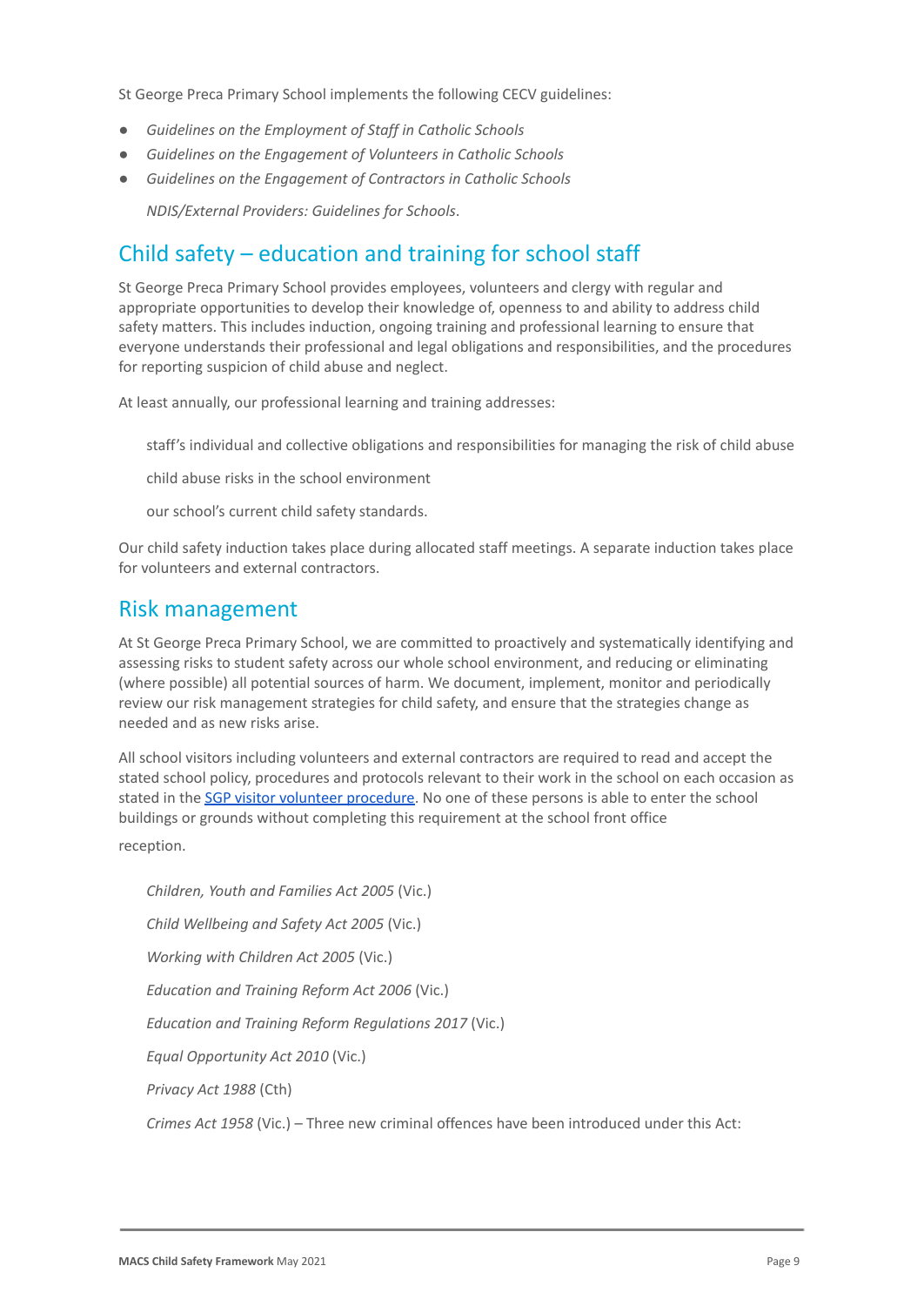St George Preca Primary School implements the following CECV guidelines:

- *Guidelines on the Employment of Staff in Catholic Schools*
- *Guidelines on the Engagement of Volunteers in Catholic Schools*
- *Guidelines on the Engagement of Contractors in Catholic Schools*

  *NDIS/External Providers: Guidelines for Schools*.

## Child safety – education and training for school staff

St George Preca Primary School provides employees, volunteers and clergy with regular and appropriate opportunities to develop their knowledge of, openness to and ability to address child safety matters. This includes induction, ongoing training and professional learning to ensure that everyone understands their professional and legal obligations and responsibilities, and the procedures for reporting suspicion of child abuse and neglect.

At least annually, our professional learning and training addresses:

staff's individual and collective obligations and responsibilities for managing the risk of child abuse

child abuse risks in the school environment

our school's current child safety standards.

Our child safety induction takes place during allocated staff meetings. A separate induction takes place for volunteers and external contractors.

## Risk management

At St George Preca Primary School, we are committed to proactively and systematically identifying and assessing risks to student safety across our whole school environment, and reducing or eliminating (where possible) all potential sources of harm. We document, implement, monitor and periodically review our risk management strategies for child safety, and ensure that the strategies change as needed and as new risks arise.

All school visitors including volunteers and external contractors are required to read and accept the stated school policy, procedures and protocols relevant to their work in the school on each occasion as stated in the SGP visitor volunteer procedure. No one of these persons is able to enter the school buildings or grounds without completing this requirement at the school front office reception.

*Children, Youth and Families Act 2005* (Vic.)

*Child Wellbeing and Safety Act 2005* (Vic.)

*Working with Children Act 2005* (Vic.)

*Education and Training Reform Act 2006* (Vic.)

*Education and Training Reform Regulations 2017* (Vic.)

*Equal Opportunity Act 2010* (Vic.)

*Privacy Act 1988* (Cth)

*Crimes Act 1958* (Vic.) – Three new criminal offences have been introduced under this Act: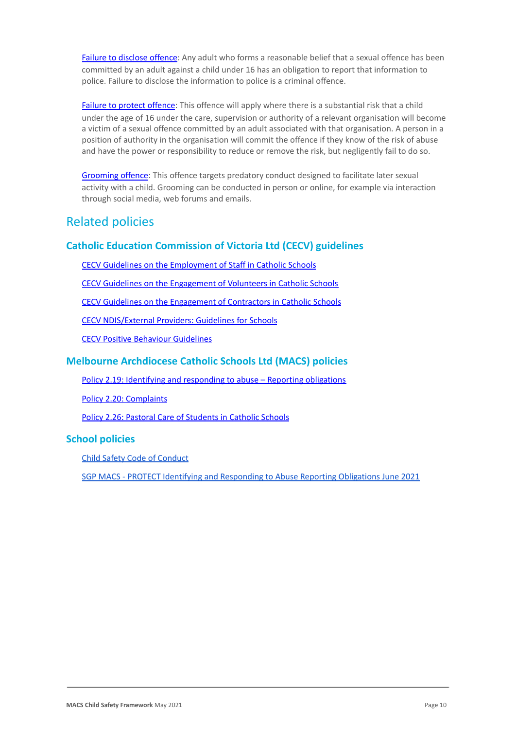Failure to disclose offence: Any adult who forms a reasonable belief that a sexual offence has been committed by an adult against a child under 16 has an obligation to report that information to police. Failure to disclose the information to police is a criminal offence.

Failure to protect offence: This offence will apply where there is a substantial risk that a child under the age of 16 under the care, supervision or authority of a relevant organisation will become a victim of a sexual offence committed by an adult associated with that organisation. A person in a position of authority in the organisation will commit the offence if they know of the risk of abuse and have the power or responsibility to reduce or remove the risk, but negligently fail to do so.

Grooming offence: This offence targets predatory conduct designed to facilitate later sexual activity with a child. Grooming can be conducted in person or online, for example via interaction through social media, web forums and emails.

## Related policies

### Catholic Education Commission of Victoria Ltd (CECV) guidelines

CECV Guidelines on the Employment of Staff in Catholic Schools

CECV Guidelines on the Engagement of Volunteers in Catholic Schools

CECV Guidelines on the Engagement of Contractors in Catholic Schools

CECV NDIS/External Providers: Guidelines for Schools

CECV Positive Behaviour Guidelines

### Melbourne Archdiocese Catholic Schools Ltd (MACS) policies

Policy 2.19: Identifying and responding to abuse – Reporting obligations

Policy 2.20: Complaints

Policy 2.26: Pastoral Care of Students in Catholic Schools

### School policies

Child Safety Code of Conduct

SGP MACS - PROTECT Identifying and Responding to Abuse Reporting Obligations June 2021